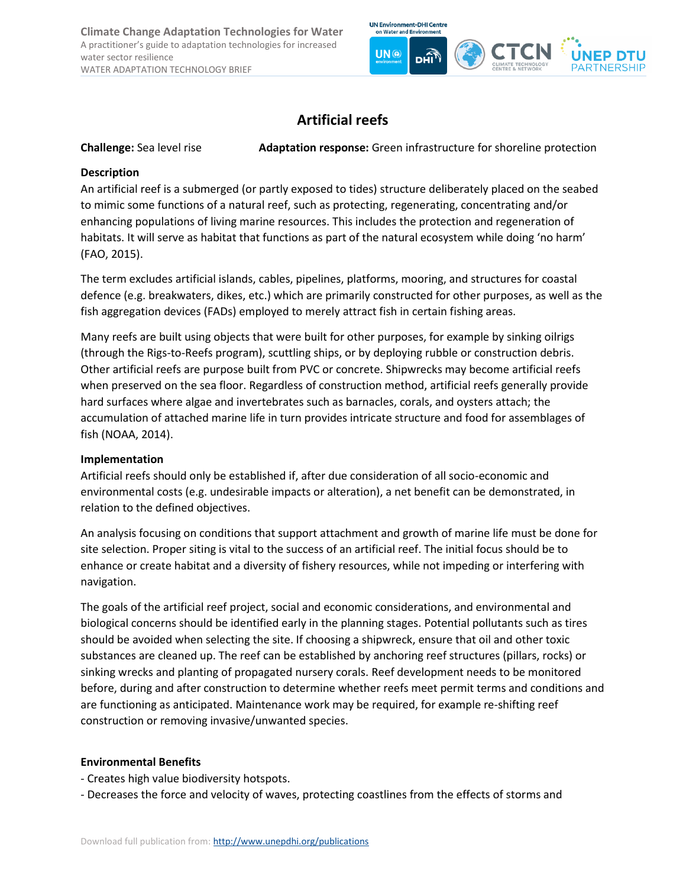# Artificial reefs

**Challenge:** Sea level rise **Adaptation response:** Green infrastructure for shoreline protection

**Description**

An artificial reef is a submerged (or partly exposed to tides) structure deliberately placed on the seabed to mimic some functions of a natural reef, such as protecting, regenerating, concentrating and/or enhancing populations of living marine resources. This includes the protection and regeneration of habitats. It will serve as habitat that functions as part of the natural ecosystem while doing 'no harm' (FAO, 2015).

The term excludes artificial islands, cables, pipelines, platforms, mooring, and structures for coastal defence (e.g. breakwaters, dikes, etc.) which are primarily constructed for other purposes, as well as the fish aggregation devices (FADs) employed to merely attract fish in certain fishing areas.

Many reefs are built using objects that were built for other purposes, for example by sinking oilrigs (through the Rigs-to-Reefs program), scuttling ships, or by deploying rubble or construction debris. Other artificial reefs are purpose built from PVC or concrete. Shipwrecks may become artificial reefs when preserved on the sea floor. Regardless of construction method, artificial reefs generally provide hard surfaces where algae and invertebrates such as barnacles, corals, and oysters attach; the accumulation of attached marine life in turn provides intricate structure and food for assemblages of fish (NOAA, 2014).

**Implementation**

Artificial reefs should only be established if, after due consideration of all socio-economic and environmental costs (e.g. undesirable impacts or alteration), a net benefit can be demonstrated, in relation to the defined objectives.

An analysis focusing on conditions that support attachment and growth of marine life must be done for site selection. Proper siting is vital to the success of an artificial reef. The initial focus should be to enhance or create habitat and a diversity of fishery resources, while not impeding or interfering with navigation.

The goals of the artificial reef project, social and economic considerations, and environmental and biological concerns should be identified early in the planning stages. Potential pollutants such as tires should be avoided when selecting the site. If choosing a shipwreck, ensure that oil and other toxic substances are cleaned up. The reef can be established by anchoring reef structures (pillars, rocks) or sinking wrecks and planting of propagated nursery corals. Reef development needs to be monitored before, during and after construction to determine whether reefs meet permit terms and conditions and are functioning as anticipated. Maintenance work may be required, for example re-shifting reef construction or removing invasive/unwanted species.

**Environmental Benefits**

- Creates high value biodiversity hotspots.
- Decreases the force and velocity of waves, protecting coastlines from the effects of storms and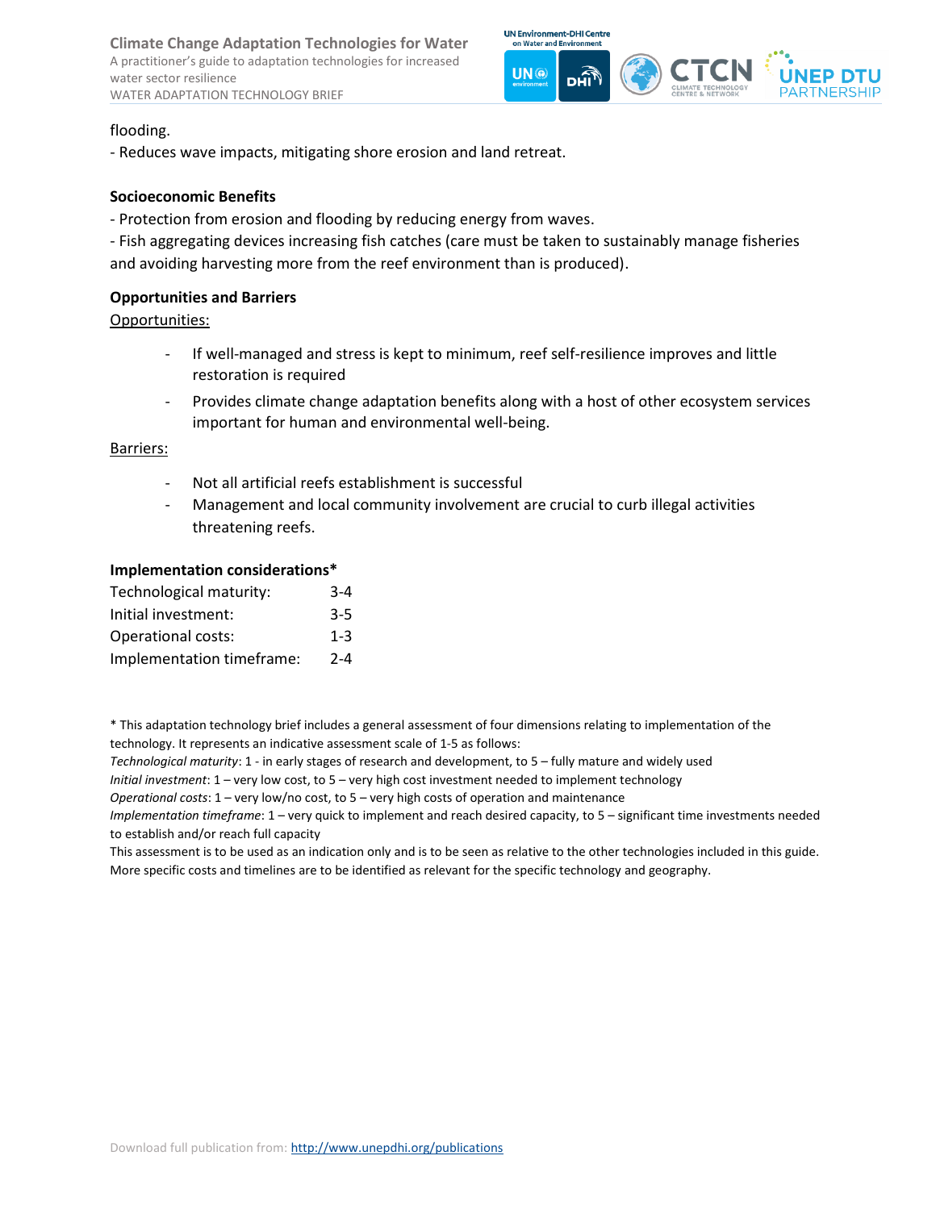flooding.

- Reduces wave impacts, mitigating shore erosion and land retreat.

**Socioeconomic Benefits**

- Protection from erosion and flooding by reducing energy from waves.
- Fish aggregating devices increasing fish catches (care must be taken to sustainably manage fisheries and avoiding harvesting more from the reef environment than is produced).

**Opportunities and Barriers**

Opportunities:

- If well-managed and stress is kept to minimum, reef self-resilience improves and little restoration is required
- Provides climate change adaptation benefits along with a host of other ecosystem services important for human and environmental well-being.

Barriers:

- Not all artificial reefs establishment is successful
- Management and local community involvement are crucial to curb illegal activities threatening reefs.

**Implementation considerations***

| | |
|---|---|
| Technological maturity: | 3-4 |
| Initial investment: | 3-5 |
| Operational costs: | 1-3 |
| Implementation timeframe: | 2-4 |

* This adaptation technology brief includes a general assessment of four dimensions relating to implementation of the technology. It represents an indicative assessment scale of 1-5 as follows:
*Technological maturity*: 1 - in early stages of research and development, to 5 – fully mature and widely used
*Initial investment*: 1 – very low cost, to 5 – very high cost investment needed to implement technology
*Operational costs*: 1 – very low/no cost, to 5 – very high costs of operation and maintenance
*Implementation timeframe*: 1 – very quick to implement and reach desired capacity, to 5 – significant time investments needed to establish and/or reach full capacity
This assessment is to be used as an indication only and is to be seen as relative to the other technologies included in this guide. More specific costs and timelines are to be identified as relevant for the specific technology and geography.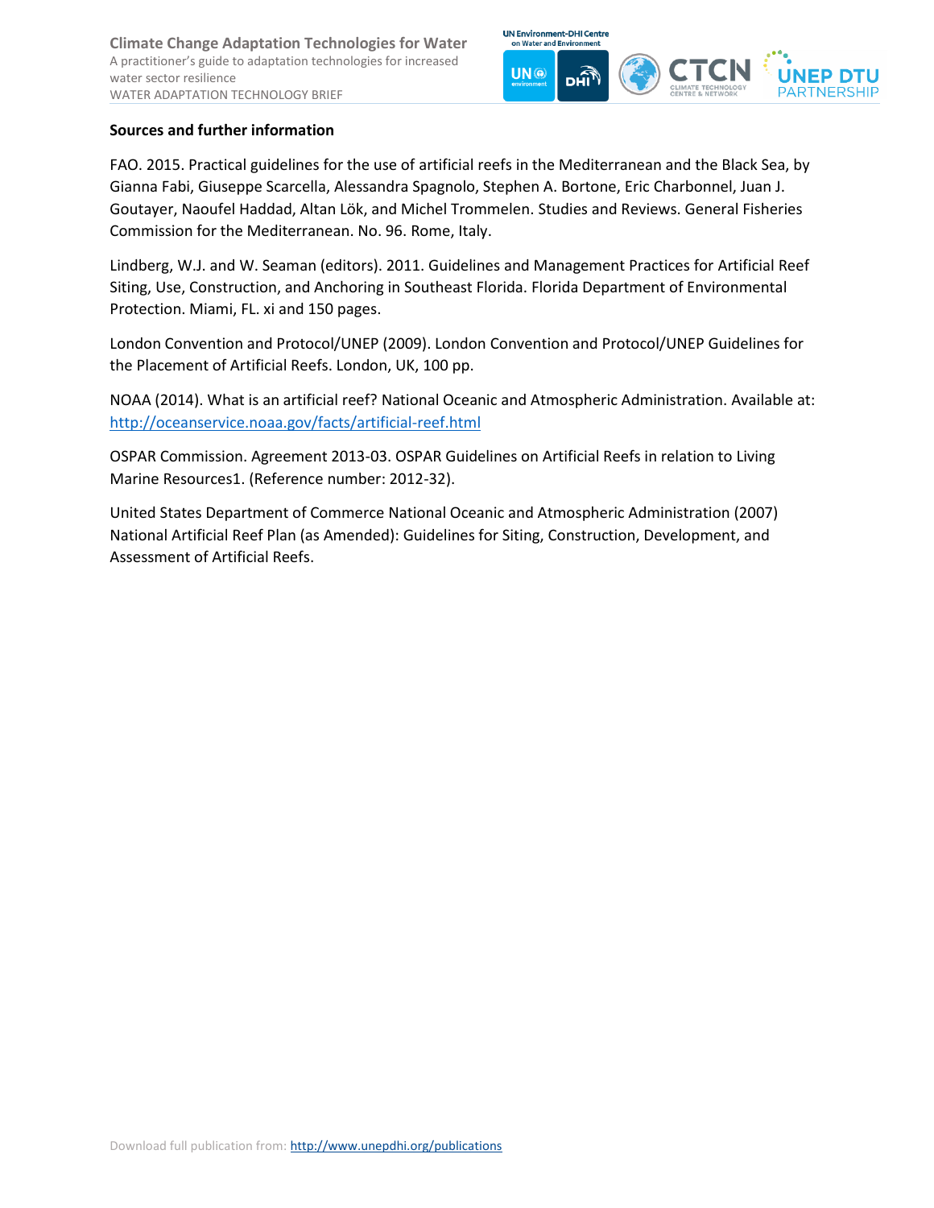**Sources and further information**

FAO. 2015. Practical guidelines for the use of artificial reefs in the Mediterranean and the Black Sea, by Gianna Fabi, Giuseppe Scarcella, Alessandra Spagnolo, Stephen A. Bortone, Eric Charbonnel, Juan J. Goutayer, Naoufel Haddad, Altan Lök, and Michel Trommelen. Studies and Reviews. General Fisheries Commission for the Mediterranean. No. 96. Rome, Italy.

Lindberg, W.J. and W. Seaman (editors). 2011. Guidelines and Management Practices for Artificial Reef Siting, Use, Construction, and Anchoring in Southeast Florida. Florida Department of Environmental Protection. Miami, FL. xi and 150 pages.

London Convention and Protocol/UNEP (2009). London Convention and Protocol/UNEP Guidelines for the Placement of Artificial Reefs. London, UK, 100 pp.

NOAA (2014). What is an artificial reef? National Oceanic and Atmospheric Administration. Available at: http://oceanservice.noaa.gov/facts/artificial-reef.html

OSPAR Commission. Agreement 2013-03. OSPAR Guidelines on Artificial Reefs in relation to Living Marine Resources1. (Reference number: 2012-32).

United States Department of Commerce National Oceanic and Atmospheric Administration (2007) National Artificial Reef Plan (as Amended): Guidelines for Siting, Construction, Development, and Assessment of Artificial Reefs.